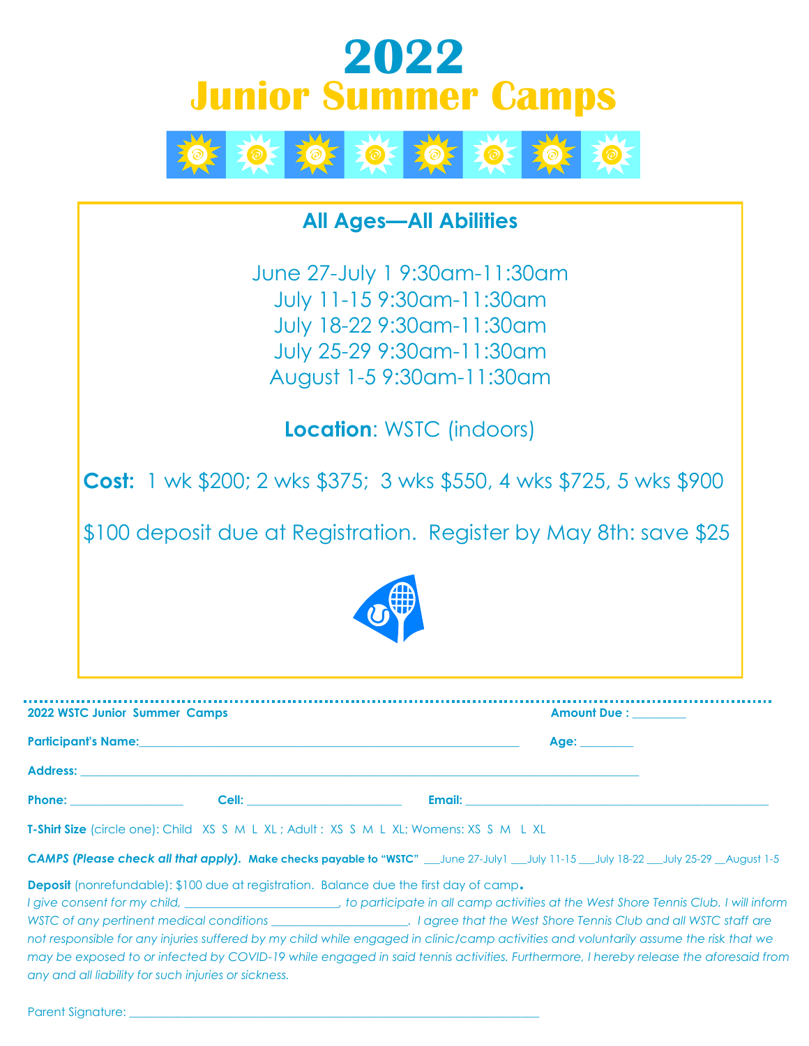# 2022

# Junior Summer Camps

## All Ages—All Abilities

June 27-July 1 9:30am-11:30am

July 11-15 9:30am-11:30am

July 18-22 9:30am-11:30am

July 25-29 9:30am-11:30am

August 1-5 9:30am-11:30am

**Location**: WSTC (indoors)

**Cost:** 1 wk $200; 2 wks $375; 3 wks $550, 4 wks $725, 5 wks $900

$100 deposit due at Registration. Register by May 8th: save $25

---

**2022 WSTC Junior Summer Camps** **Amount Due :** _________

**Participant's Name:**_______________________________________________ **Age:** _________

**Address:** ____________________________________________________________________

**Phone:** __________________ **Cell:** _________________________ **Email:** _______________________________________

**T-Shirt Size** (circle one): Child XS S M L XL ; Adult : XS S M L XL; Womens: XS S M L XL

***CAMPS (Please check all that apply).*** **Make checks payable to "WSTC"** ___June 27-July1 ___July 11-15 ___July 18-22 ___July 25-29 __August 1-5

**Deposit** (nonrefundable): $100 due at registration. Balance due the first day of camp.

*I give consent for my child, _________________________, to participate in all camp activities at the West Shore Tennis Club. I will inform WSTC of any pertinent medical conditions ______________________. I agree that the West Shore Tennis Club and all WSTC staff are not responsible for any injuries suffered by my child while engaged in clinic/camp activities and voluntarily assume the risk that we may be exposed to or infected by COVID-19 while engaged in said tennis activities. Furthermore, I hereby release the aforesaid from any and all liability for such injuries or sickness.*

Parent Signature: ______________________________________________________________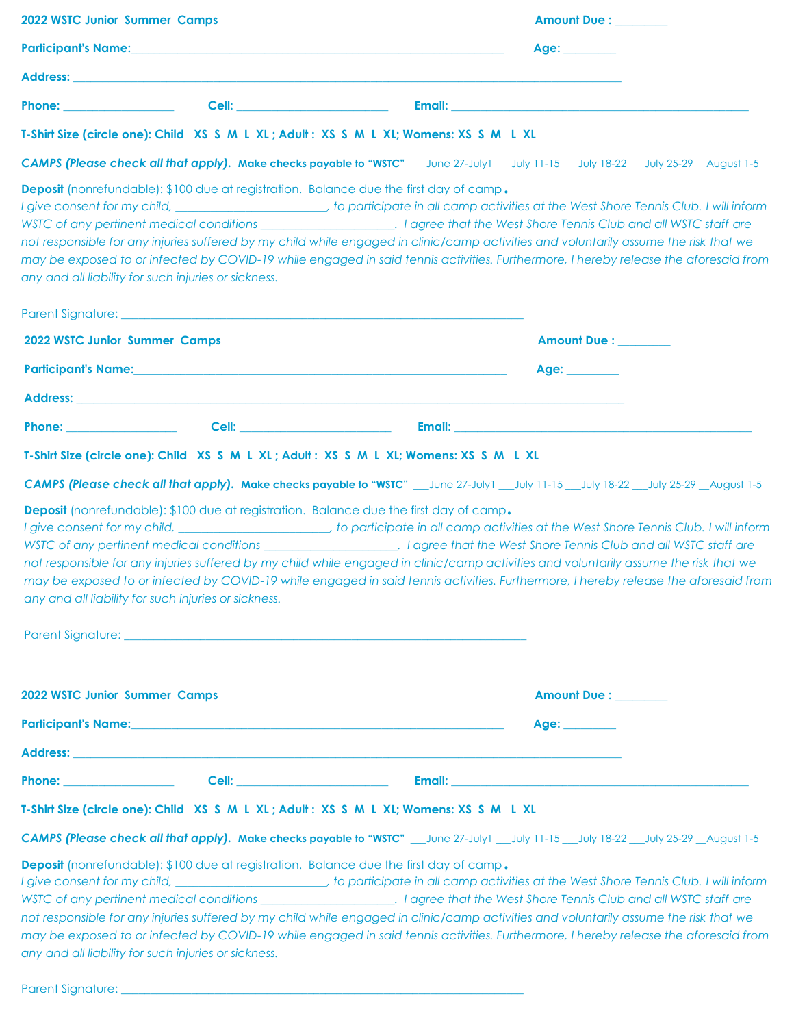**2022 WSTC Junior Summer Camps** **Amount Due :** _________

**Participant's Name:**_______________________________________________________________ **Age:** _________

**Address:** ____________________________________________________________________________________________

**Phone:** __________________ **Cell:** _________________________ **Email:** _________________________________________________

**T-Shirt Size (circle one): Child XS S M L XL ; Adult : XS S M L XL; Womens: XS S M L XL**

***CAMPS (Please check all that apply).*** **Make checks payable to "WSTC"** ___June 27-July1 ___July 11-15 ___July 18-22 ___July 25-29 __August 1-5

**Deposit** (nonrefundable): $100 due at registration. Balance due the first day of camp.

*I give consent for my child, _________________________, to participate in all camp activities at the West Shore Tennis Club. I will inform WSTC of any pertinent medical conditions ______________________. I agree that the West Shore Tennis Club and all WSTC staff are not responsible for any injuries suffered by my child while engaged in clinic/camp activities and voluntarily assume the risk that we may be exposed to or infected by COVID-19 while engaged in said tennis activities. Furthermore, I hereby release the aforesaid from any and all liability for such injuries or sickness.*

Parent Signature: ___________________________________________________________________

**2022 WSTC Junior Summer Camps** **Amount Due :** _________

**Participant's Name:**_______________________________________________________________ **Age:** _________

**Address:** ____________________________________________________________________________________________

**Phone:** __________________ **Cell:** _________________________ **Email:** _________________________________________________

**T-Shirt Size (circle one): Child XS S M L XL ; Adult : XS S M L XL; Womens: XS S M L XL**

***CAMPS (Please check all that apply).*** **Make checks payable to "WSTC"** ___June 27-July1 ___July 11-15 ___July 18-22 ___July 25-29 __August 1-5

**Deposit** (nonrefundable): $100 due at registration. Balance due the first day of camp.

*I give consent for my child, _________________________, to participate in all camp activities at the West Shore Tennis Club. I will inform WSTC of any pertinent medical conditions ______________________. I agree that the West Shore Tennis Club and all WSTC staff are not responsible for any injuries suffered by my child while engaged in clinic/camp activities and voluntarily assume the risk that we may be exposed to or infected by COVID-19 while engaged in said tennis activities. Furthermore, I hereby release the aforesaid from any and all liability for such injuries or sickness.*

Parent Signature: ___________________________________________________________________

**2022 WSTC Junior Summer Camps** **Amount Due :** _________

**Participant's Name:**_______________________________________________________________ **Age:** _________

**Address:** ____________________________________________________________________________________________

**Phone:** __________________ **Cell:** _________________________ **Email:** _________________________________________________

**T-Shirt Size (circle one): Child XS S M L XL ; Adult : XS S M L XL; Womens: XS S M L XL**

***CAMPS (Please check all that apply).*** **Make checks payable to "WSTC"** ___June 27-July1 ___July 11-15 ___July 18-22 ___July 25-29 __August 1-5

**Deposit** (nonrefundable): $100 due at registration. Balance due the first day of camp.

*I give consent for my child, _________________________, to participate in all camp activities at the West Shore Tennis Club. I will inform WSTC of any pertinent medical conditions ______________________. I agree that the West Shore Tennis Club and all WSTC staff are not responsible for any injuries suffered by my child while engaged in clinic/camp activities and voluntarily assume the risk that we may be exposed to or infected by COVID-19 while engaged in said tennis activities. Furthermore, I hereby release the aforesaid from any and all liability for such injuries or sickness.*

Parent Signature: ___________________________________________________________________